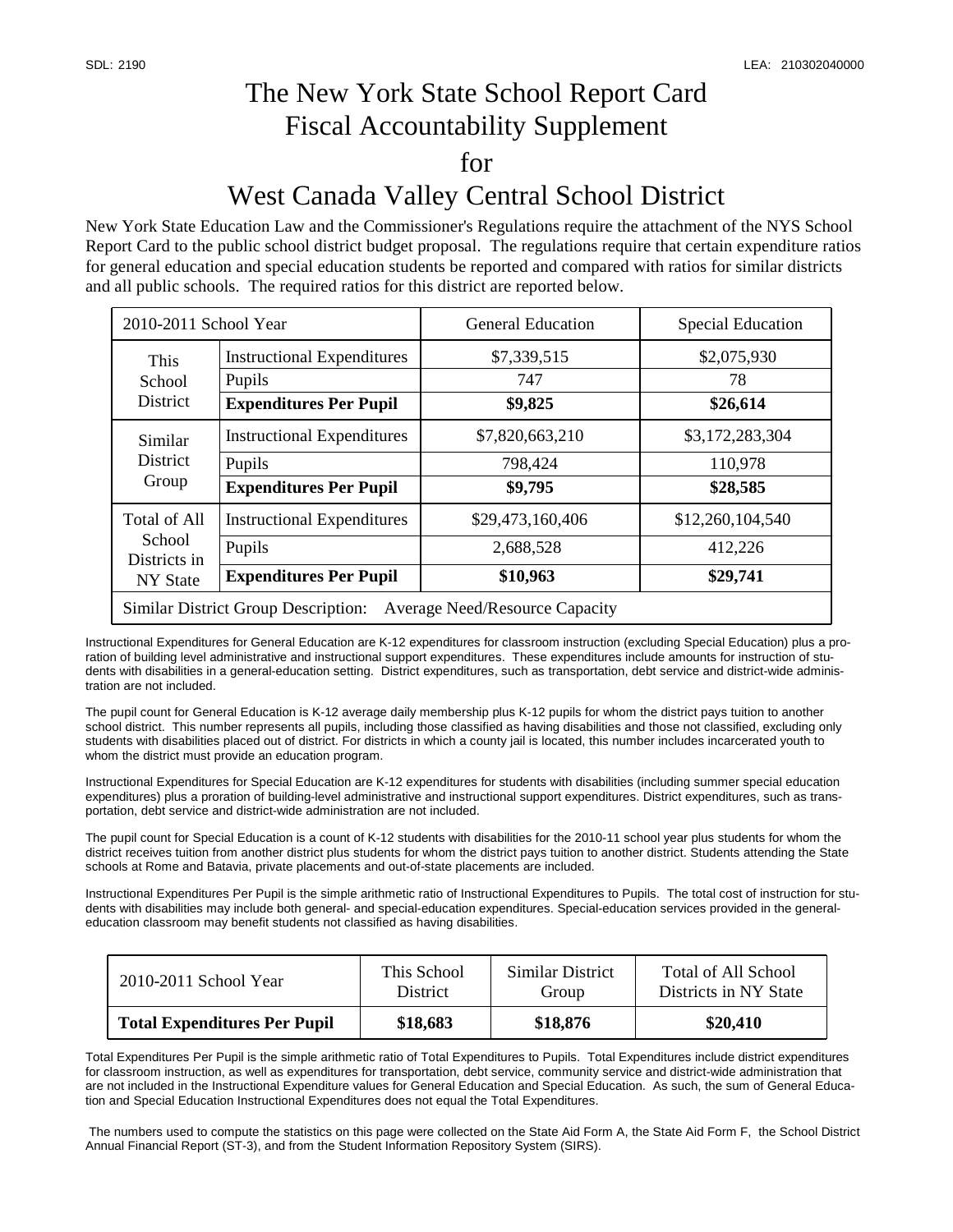SDL: 2190 LEA: 210302040000

# The New York State School Report Card
# Fiscal Accountability Supplement
# for
# West Canada Valley Central School District

New York State Education Law and the Commissioner's Regulations require the attachment of the NYS School Report Card to the public school district budget proposal. The regulations require that certain expenditure ratios for general education and special education students be reported and compared with ratios for similar districts and all public schools. The required ratios for this district are reported below.

| 2010-2011 School Year | | General Education | Special Education |
|---|---|---|---|
| This School District | Instructional Expenditures | $7,339,515 | $2,075,930 |
| | Pupils | 747 | 78 |
| | **Expenditures Per Pupil** | **$9,825** | **$26,614** |
| Similar District Group | Instructional Expenditures | $7,820,663,210 | $3,172,283,304 |
| | Pupils | 798,424 | 110,978 |
| | **Expenditures Per Pupil** | **$9,795** | **$28,585** |
| Total of All School Districts in NY State | Instructional Expenditures | $29,473,160,406 | $12,260,104,540 |
| | Pupils | 2,688,528 | 412,226 |
| | **Expenditures Per Pupil** | **$10,963** | **$29,741** |
| Similar District Group Description: Average Need/Resource Capacity | | | |

Instructional Expenditures for General Education are K-12 expenditures for classroom instruction (excluding Special Education) plus a proration of building level administrative and instructional support expenditures. These expenditures include amounts for instruction of students with disabilities in a general-education setting. District expenditures, such as transportation, debt service and district-wide administration are not included.

The pupil count for General Education is K-12 average daily membership plus K-12 pupils for whom the district pays tuition to another school district. This number represents all pupils, including those classified as having disabilities and those not classified, excluding only students with disabilities placed out of district. For districts in which a county jail is located, this number includes incarcerated youth to whom the district must provide an education program.

Instructional Expenditures for Special Education are K-12 expenditures for students with disabilities (including summer special education expenditures) plus a proration of building-level administrative and instructional support expenditures. District expenditures, such as transportation, debt service and district-wide administration are not included.

The pupil count for Special Education is a count of K-12 students with disabilities for the 2010-11 school year plus students for whom the district receives tuition from another district plus students for whom the district pays tuition to another district. Students attending the State schools at Rome and Batavia, private placements and out-of-state placements are included.

Instructional Expenditures Per Pupil is the simple arithmetic ratio of Instructional Expenditures to Pupils. The total cost of instruction for students with disabilities may include both general- and special-education expenditures. Special-education services provided in the general-education classroom may benefit students not classified as having disabilities.

| 2010-2011 School Year | This School District | Similar District Group | Total of All School Districts in NY State |
|---|---|---|---|
| **Total Expenditures Per Pupil** | **$18,683** | **$18,876** | **$20,410** |

Total Expenditures Per Pupil is the simple arithmetic ratio of Total Expenditures to Pupils. Total Expenditures include district expenditures for classroom instruction, as well as expenditures for transportation, debt service, community service and district-wide administration that are not included in the Instructional Expenditure values for General Education and Special Education. As such, the sum of General Education and Special Education Instructional Expenditures does not equal the Total Expenditures.

The numbers used to compute the statistics on this page were collected on the State Aid Form A, the State Aid Form F, the School District Annual Financial Report (ST-3), and from the Student Information Repository System (SIRS).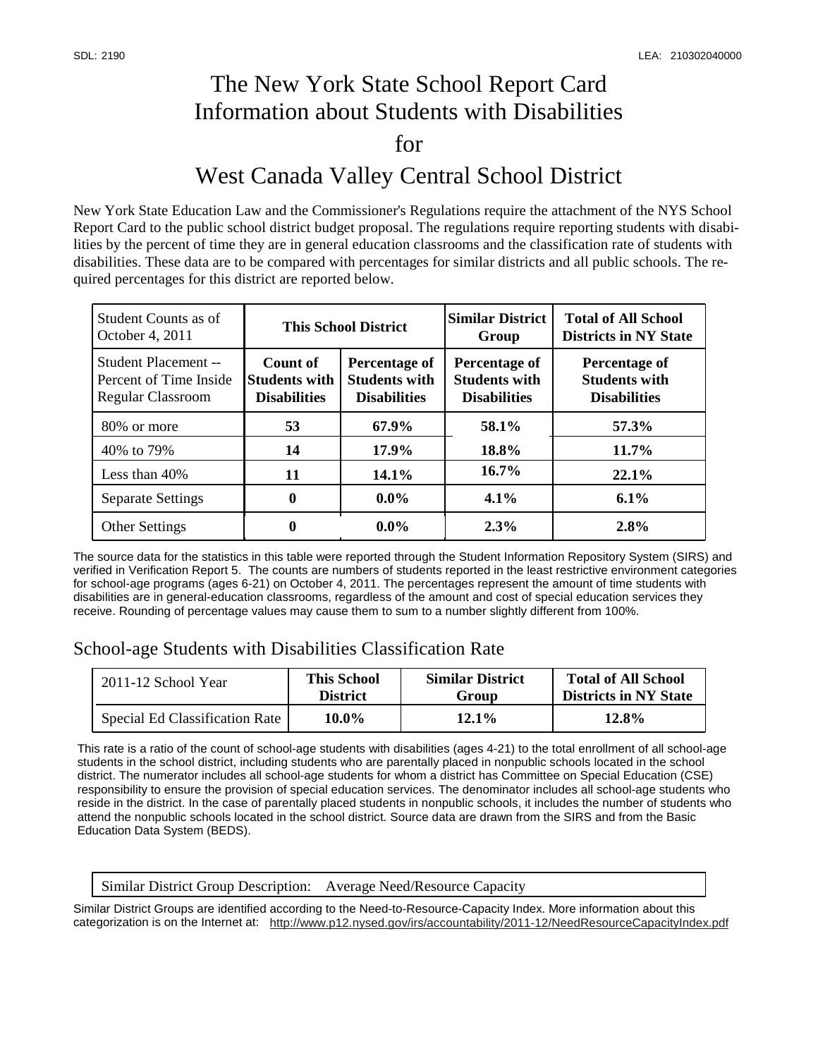SDL: 2190 LEA: 210302040000

# The New York State School Report Card Information about Students with Disabilities for West Canada Valley Central School District

New York State Education Law and the Commissioner's Regulations require the attachment of the NYS School Report Card to the public school district budget proposal. The regulations require reporting students with disabilities by the percent of time they are in general education classrooms and the classification rate of students with disabilities. These data are to be compared with percentages for similar districts and all public schools. The required percentages for this district are reported below.

| Student Counts as of October 4, 2011 | This School District | | Similar District Group | Total of All School Districts in NY State |
|---|---|---|---|---|
| Student Placement -- Percent of Time Inside Regular Classroom | Count of Students with Disabilities | Percentage of Students with Disabilities | Percentage of Students with Disabilities | Percentage of Students with Disabilities |
| 80% or more | **53** | **67.9%** | **58.1%** | **57.3%** |
| 40% to 79% | **14** | **17.9%** | **18.8%** | **11.7%** |
| Less than 40% | **11** | **14.1%** | **16.7%** | **22.1%** |
| Separate Settings | **0** | **0.0%** | **4.1%** | **6.1%** |
| Other Settings | **0** | **0.0%** | **2.3%** | **2.8%** |

The source data for the statistics in this table were reported through the Student Information Repository System (SIRS) and verified in Verification Report 5. The counts are numbers of students reported in the least restrictive environment categories for school-age programs (ages 6-21) on October 4, 2011. The percentages represent the amount of time students with disabilities are in general-education classrooms, regardless of the amount and cost of special education services they receive. Rounding of percentage values may cause them to sum to a number slightly different from 100%.

## School-age Students with Disabilities Classification Rate

| 2011-12 School Year | This School District | Similar District Group | Total of All School Districts in NY State |
|---|---|---|---|
| Special Ed Classification Rate | **10.0%** | **12.1%** | **12.8%** |

This rate is a ratio of the count of school-age students with disabilities (ages 4-21) to the total enrollment of all school-age students in the school district, including students who are parentally placed in nonpublic schools located in the school district. The numerator includes all school-age students for whom a district has Committee on Special Education (CSE) responsibility to ensure the provision of special education services. The denominator includes all school-age students who reside in the district. In the case of parentally placed students in nonpublic schools, it includes the number of students who attend the nonpublic schools located in the school district. Source data are drawn from the SIRS and from the Basic Education Data System (BEDS).

Similar District Group Description: Average Need/Resource Capacity

Similar District Groups are identified according to the Need-to-Resource-Capacity Index. More information about this categorization is on the Internet at: http://www.p12.nysed.gov/irs/accountability/2011-12/NeedResourceCapacityIndex.pdf